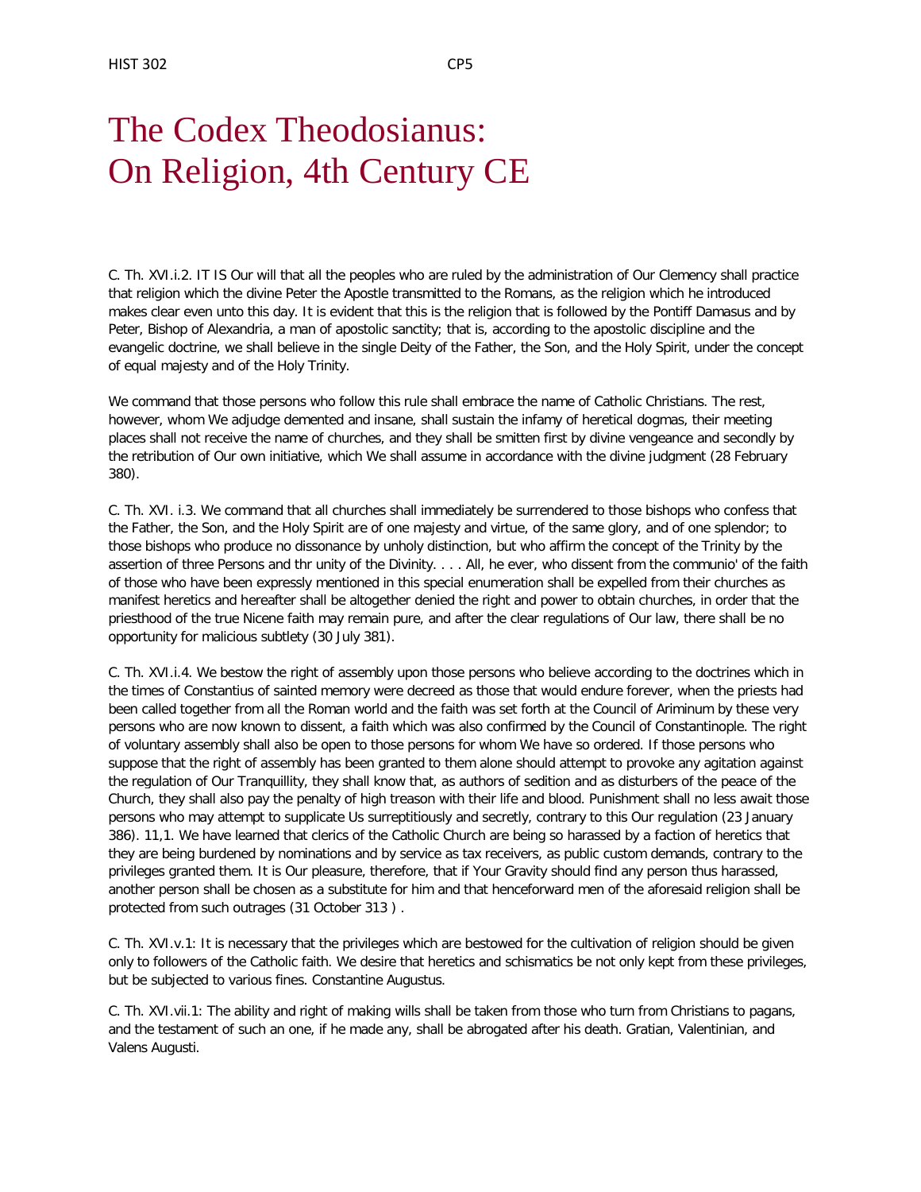# The Codex Theodosianus: On Religion, 4th Century CE

C. Th. XVI.i.2. IT IS Our will that all the peoples who are ruled by the administration of Our Clemency shall practice that religion which the divine Peter the Apostle transmitted to the Romans, as the religion which he introduced makes clear even unto this day. It is evident that this is the religion that is followed by the Pontiff Damasus and by Peter, Bishop of Alexandria, a man of apostolic sanctity; that is, according to the apostolic discipline and the evangelic doctrine, we shall believe in the single Deity of the Father, the Son, and the Holy Spirit, under the concept of equal majesty and of the Holy Trinity.

We command that those persons who follow this rule shall embrace the name of Catholic Christians. The rest, however, whom We adjudge demented and insane, shall sustain the infamy of heretical dogmas, their meeting places shall not receive the name of churches, and they shall be smitten first by divine vengeance and secondly by the retribution of Our own initiative, which We shall assume in accordance with the divine judgment (28 February 380).

C. Th. XVI. i.3. We command that all churches shall immediately be surrendered to those bishops who confess that the Father, the Son, and the Holy Spirit are of one majesty and virtue, of the same glory, and of one splendor; to those bishops who produce no dissonance by unholy distinction, but who affirm the concept of the Trinity by the assertion of three Persons and thr unity of the Divinity. . . . All, he ever, who dissent from the communio' of the faith of those who have been expressly mentioned in this special enumeration shall be expelled from their churches as manifest heretics and hereafter shall be altogether denied the right and power to obtain churches, in order that the priesthood of the true Nicene faith may remain pure, and after the clear regulations of Our law, there shall be no opportunity for malicious subtlety (30 July 381).

C. Th. XVI.i.4. We bestow the right of assembly upon those persons who believe according to the doctrines which in the times of Constantius of sainted memory were decreed as those that would endure forever, when the priests had been called together from all the Roman world and the faith was set forth at the Council of Ariminum by these very persons who are now known to dissent, a faith which was also confirmed by the Council of Constantinople. The right of voluntary assembly shall also be open to those persons for whom We have so ordered. If those persons who suppose that the right of assembly has been granted to them alone should attempt to provoke any agitation against the regulation of Our Tranquillity, they shall know that, as authors of sedition and as disturbers of the peace of the Church, they shall also pay the penalty of high treason with their life and blood. Punishment shall no less await those persons who may attempt to supplicate Us surreptitiously and secretly, contrary to this Our regulation (23 January 386). 11,1. We have learned that clerics of the Catholic Church are being so harassed by a faction of heretics that they are being burdened by nominations and by service as tax receivers, as public custom demands, contrary to the privileges granted them. It is Our pleasure, therefore, that if Your Gravity should find any person thus harassed, another person shall be chosen as a substitute for him and that henceforward men of the aforesaid religion shall be protected from such outrages (31 October 313 ) .

C. Th. XVI.v.1: It is necessary that the privileges which are bestowed for the cultivation of religion should be given only to followers of the Catholic faith. We desire that heretics and schismatics be not only kept from these privileges, but be subjected to various fines. Constantine Augustus.

C. Th. XVI.vii.1: The ability and right of making wills shall be taken from those who turn from Christians to pagans, and the testament of such an one, if he made any, shall be abrogated after his death. Gratian, Valentinian, and Valens Augusti.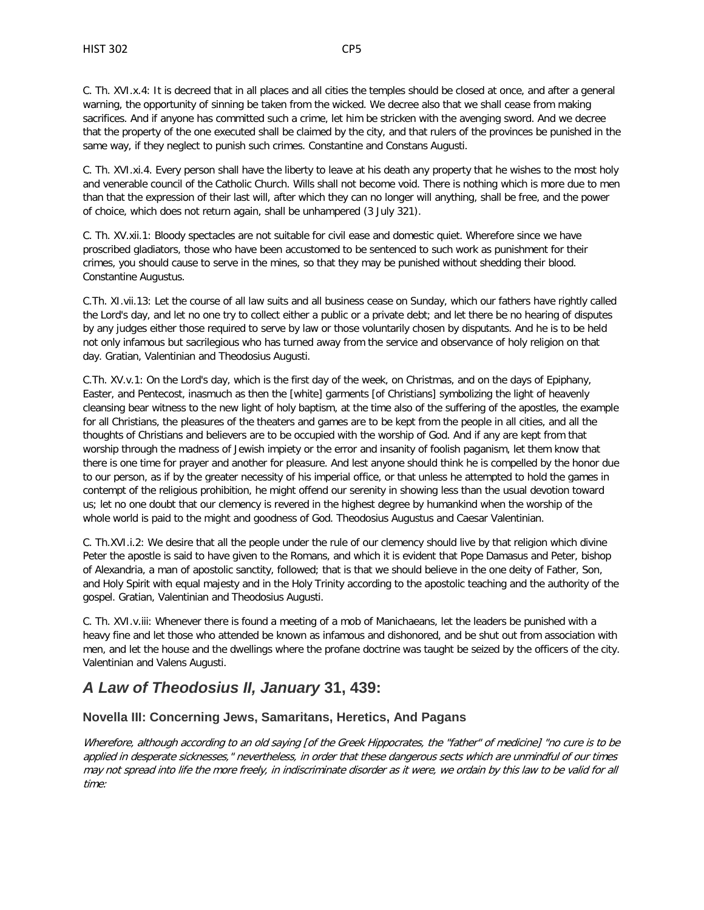C. Th. XVI.x.4: It is decreed that in all places and all cities the temples should be closed at once, and after a general warning, the opportunity of sinning be taken from the wicked. We decree also that we shall cease from making sacrifices. And if anyone has committed such a crime, let him be stricken with the avenging sword. And we decree that the property of the one executed shall be claimed by the city, and that rulers of the provinces be punished in the same way, if they neglect to punish such crimes. Constantine and Constans Augusti.

C. Th. XVI.xi.4. Every person shall have the liberty to leave at his death any property that he wishes to the most holy and venerable council of the Catholic Church. Wills shall not become void. There is nothing which is more due to men than that the expression of their last will, after which they can no longer will anything, shall be free, and the power of choice, which does not return again, shall be unhampered (3 July 321).

C. Th. XV.xii.1: Bloody spectacles are not suitable for civil ease and domestic quiet. Wherefore since we have proscribed gladiators, those who have been accustomed to be sentenced to such work as punishment for their crimes, you should cause to serve in the mines, so that they may be punished without shedding their blood. Constantine Augustus.

C.Th. XI.vii.13: Let the course of all law suits and all business cease on Sunday, which our fathers have rightly called the Lord's day, and let no one try to collect either a public or a private debt; and let there be no hearing of disputes by any judges either those required to serve by law or those voluntarily chosen by disputants. And he is to be held not only infamous but sacrilegious who has turned away from the service and observance of holy religion on that day. Gratian, Valentinian and Theodosius Augusti.

C.Th. XV.v.1: On the Lord's day, which is the first day of the week, on Christmas, and on the days of Epiphany, Easter, and Pentecost, inasmuch as then the [white] garments [of Christians] symbolizing the light of heavenly cleansing bear witness to the new light of holy baptism, at the time also of the suffering of the apostles, the example for all Christians, the pleasures of the theaters and games are to be kept from the people in all cities, and all the thoughts of Christians and believers are to be occupied with the worship of God. And if any are kept from that worship through the madness of Jewish impiety or the error and insanity of foolish paganism, let them know that there is one time for prayer and another for pleasure. And lest anyone should think he is compelled by the honor due to our person, as if by the greater necessity of his imperial office, or that unless he attempted to hold the games in contempt of the religious prohibition, he might offend our serenity in showing less than the usual devotion toward us; let no one doubt that our clemency is revered in the highest degree by humankind when the worship of the whole world is paid to the might and goodness of God. Theodosius Augustus and Caesar Valentinian.

C. Th.XVI.i.2: We desire that all the people under the rule of our clemency should live by that religion which divine Peter the apostle is said to have given to the Romans, and which it is evident that Pope Damasus and Peter, bishop of Alexandria, a man of apostolic sanctity, followed; that is that we should believe in the one deity of Father, Son, and Holy Spirit with equal majesty and in the Holy Trinity according to the apostolic teaching and the authority of the gospel. Gratian, Valentinian and Theodosius Augusti.

C. Th. XVI.v.iii: Whenever there is found a meeting of a mob of Manichaeans, let the leaders be punished with a heavy fine and let those who attended be known as infamous and dishonored, and be shut out from association with men, and let the house and the dwellings where the profane doctrine was taught be seized by the officers of the city. Valentinian and Valens Augusti.

## *A Law of Theodosius II, January* 31, 439:

### Novella III: Concerning Jews, Samaritans, Heretics, And Pagans

*Wherefore, although according to an old saying [of the Greek Hippocrates, the "father" of medicine] "no cure is to be applied in desperate sicknesses," nevertheless, in order that these dangerous sects which are unmindful of our times may not spread into life the more freely, in indiscriminate disorder as it were, we ordain by this law to be valid for all time:*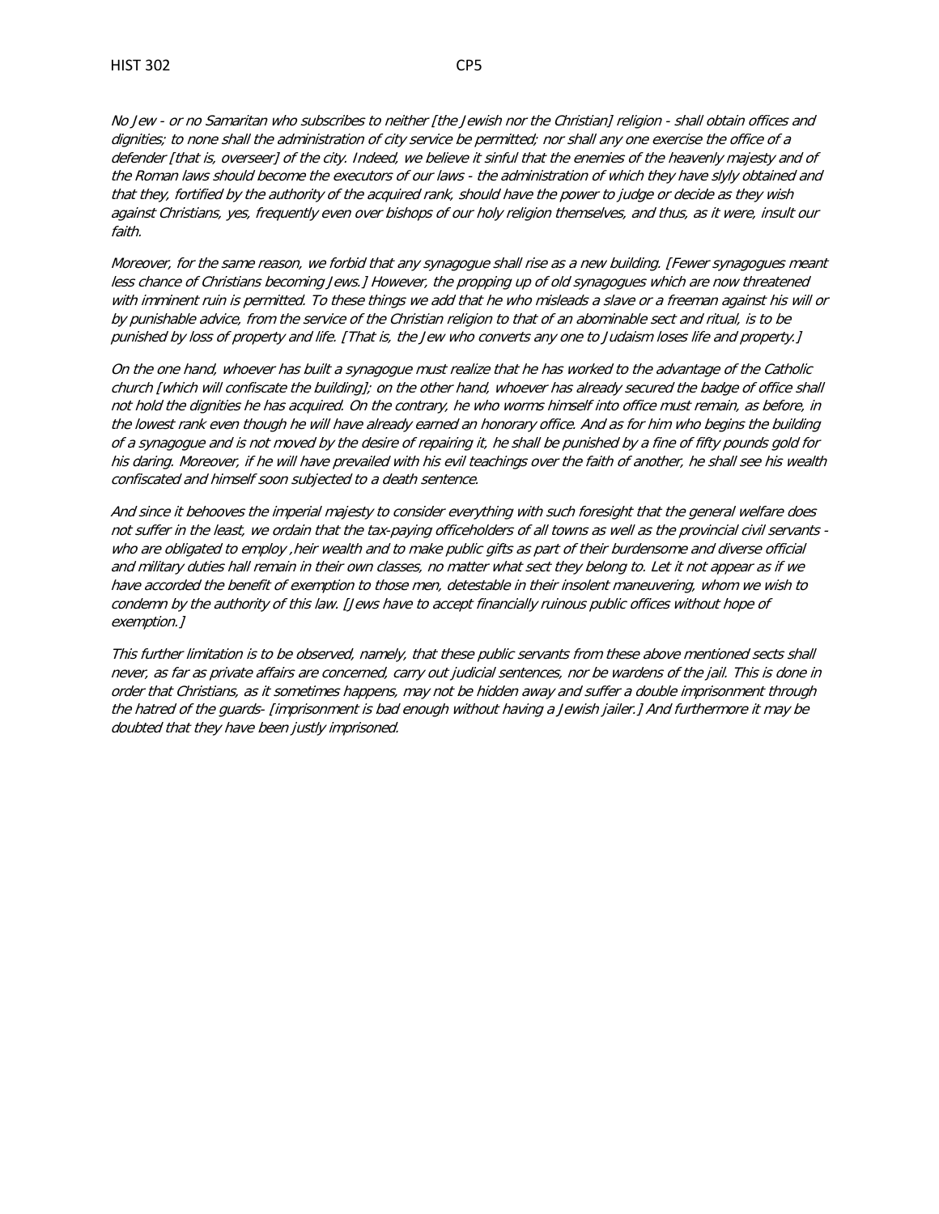*No Jew - or no Samaritan who subscribes to neither [the Jewish nor the Christian] religion - shall obtain offices and dignities; to none shall the administration of city service be permitted; nor shall any one exercise the office of a defender [that is, overseer] of the city. Indeed, we believe it sinful that the enemies of the heavenly majesty and of the Roman laws should become the executors of our laws - the administration of which they have slyly obtained and that they, fortified by the authority of the acquired rank, should have the power to judge or decide as they wish against Christians, yes, frequently even over bishops of our holy religion themselves, and thus, as it were, insult our faith.*

*Moreover, for the same reason, we forbid that any synagogue shall rise as a new building. [Fewer synagogues meant less chance of Christians becoming Jews.] However, the propping up of old synagogues which are now threatened with imminent ruin is permitted. To these things we add that he who misleads a slave or a freeman against his will or by punishable advice, from the service of the Christian religion to that of an abominable sect and ritual, is to be punished by loss of property and life. [That is, the Jew who converts any one to Judaism loses life and property.]*

*On the one hand, whoever has built a synagogue must realize that he has worked to the advantage of the Catholic church [which will confiscate the building]; on the other hand, whoever has already secured the badge of office shall not hold the dignities he has acquired. On the contrary, he who worms himself into office must remain, as before, in the lowest rank even though he will have already earned an honorary office. And as for him who begins the building of a synagogue and is not moved by the desire of repairing it, he shall be punished by a fine of fifty pounds gold for his daring. Moreover, if he will have prevailed with his evil teachings over the faith of another, he shall see his wealth confiscated and himself soon subjected to a death sentence.*

*And since it behooves the imperial majesty to consider everything with such foresight that the general welfare does not suffer in the least, we ordain that the tax-paying officeholders of all towns as well as the provincial civil servants - who are obligated to employ ,heir wealth and to make public gifts as part of their burdensome and diverse official and military duties hall remain in their own classes, no matter what sect they belong to. Let it not appear as if we have accorded the benefit of exemption to those men, detestable in their insolent maneuvering, whom we wish to condemn by the authority of this law. [Jews have to accept financially ruinous public offices without hope of exemption.]*

*This further limitation is to be observed, namely, that these public servants from these above mentioned sects shall never, as far as private affairs are concerned, carry out judicial sentences, nor be wardens of the jail. This is done in order that Christians, as it sometimes happens, may not be hidden away and suffer a double imprisonment through the hatred of the guards- [imprisonment is bad enough without having a Jewish jailer.] And furthermore it may be doubted that they have been justly imprisoned.*